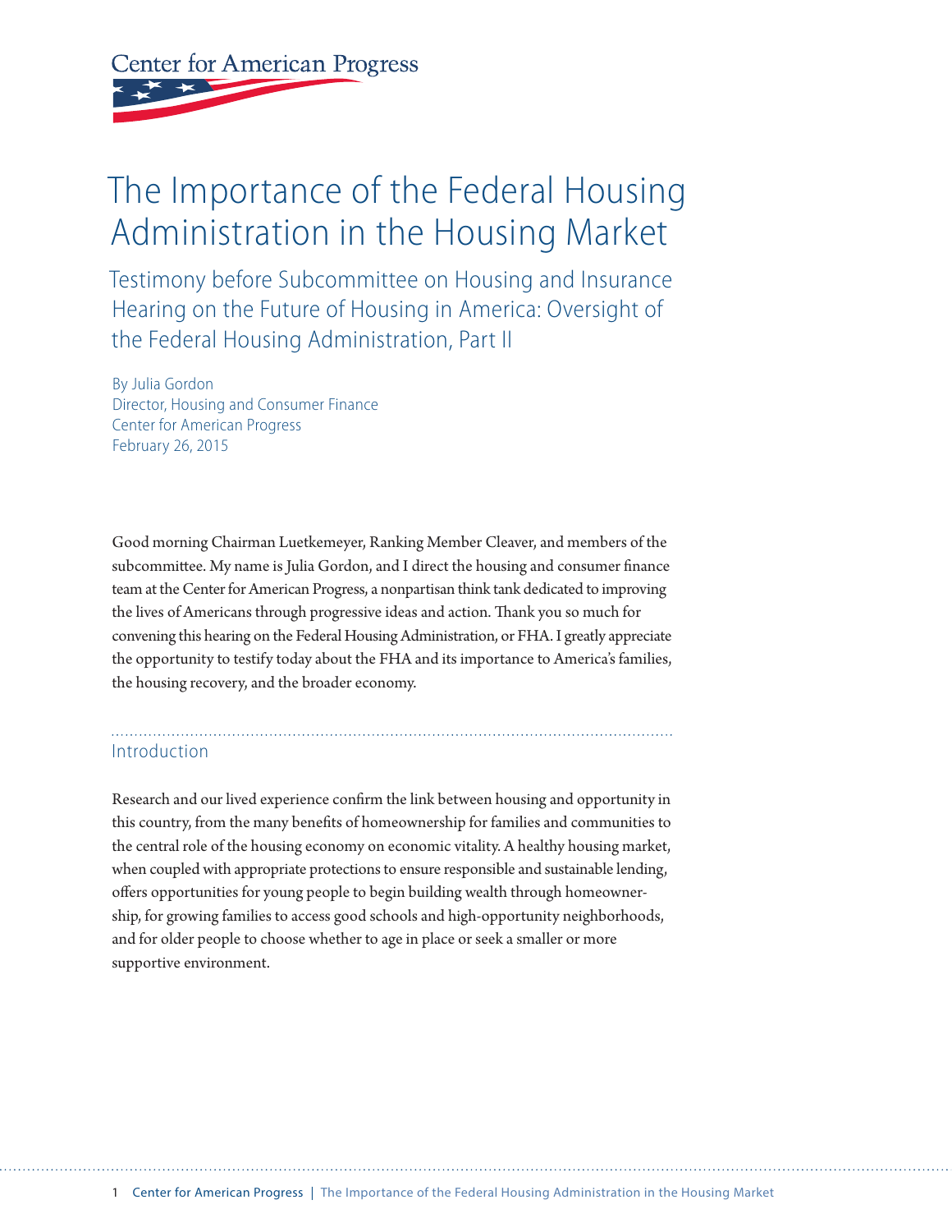Center for American Progress

# The Importance of the Federal Housing Administration in the Housing Market

## Testimony before Subcommittee on Housing and Insurance Hearing on the Future of Housing in America: Oversight of the Federal Housing Administration, Part II

By Julia Gordon
Director, Housing and Consumer Finance
Center for American Progress
February 26, 2015

Good morning Chairman Luetkemeyer, Ranking Member Cleaver, and members of the subcommittee. My name is Julia Gordon, and I direct the housing and consumer finance team at the Center for American Progress, a nonpartisan think tank dedicated to improving the lives of Americans through progressive ideas and action. Thank you so much for convening this hearing on the Federal Housing Administration, or FHA. I greatly appreciate the opportunity to testify today about the FHA and its importance to America's families, the housing recovery, and the broader economy.

## Introduction

Research and our lived experience confirm the link between housing and opportunity in this country, from the many benefits of homeownership for families and communities to the central role of the housing economy on economic vitality. A healthy housing market, when coupled with appropriate protections to ensure responsible and sustainable lending, offers opportunities for young people to begin building wealth through homeownership, for growing families to access good schools and high-opportunity neighborhoods, and for older people to choose whether to age in place or seek a smaller or more supportive environment.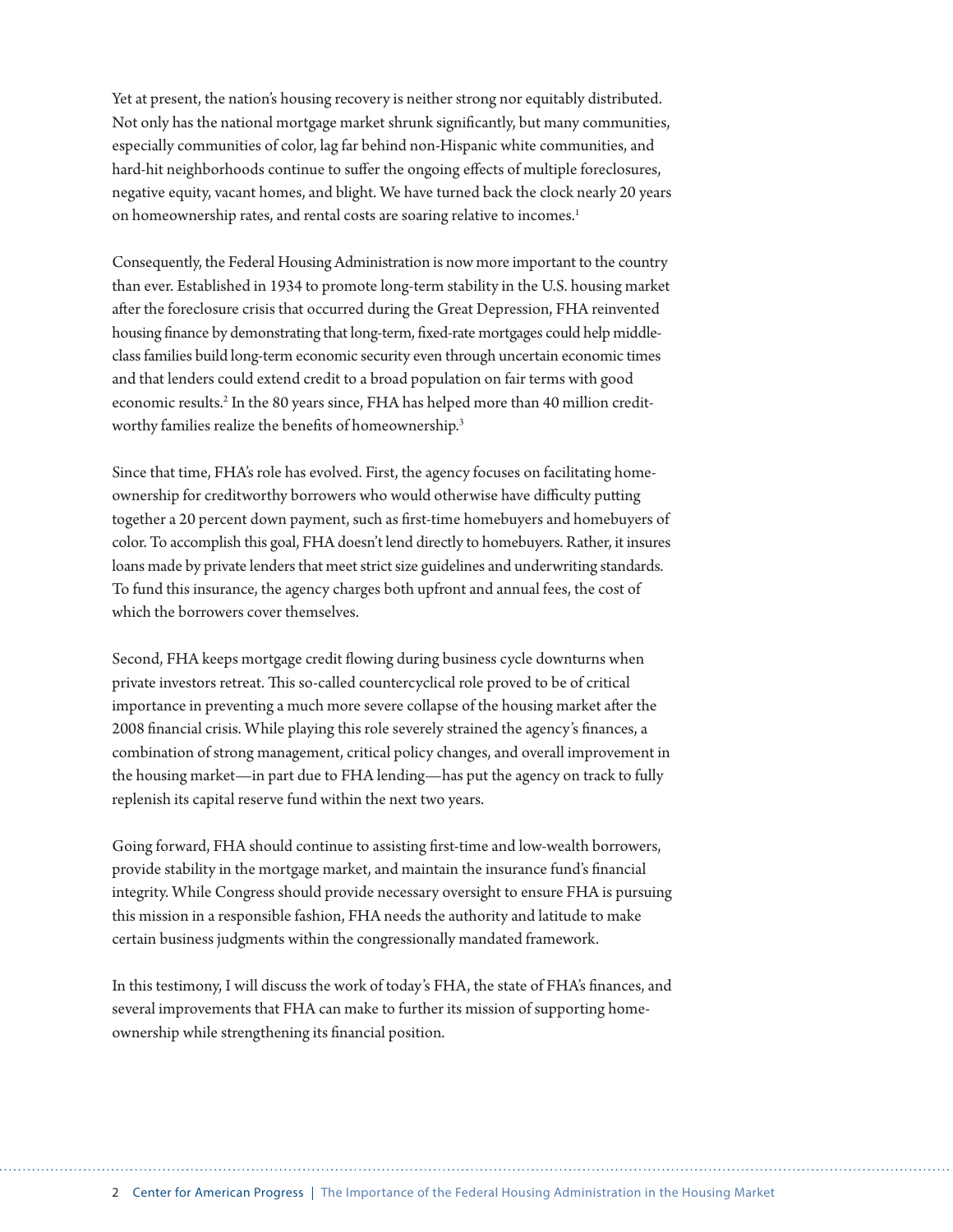Yet at present, the nation's housing recovery is neither strong nor equitably distributed. Not only has the national mortgage market shrunk significantly, but many communities, especially communities of color, lag far behind non-Hispanic white communities, and hard-hit neighborhoods continue to suffer the ongoing effects of multiple foreclosures, negative equity, vacant homes, and blight. We have turned back the clock nearly 20 years on homeownership rates, and rental costs are soaring relative to incomes.[1]

Consequently, the Federal Housing Administration is now more important to the country than ever. Established in 1934 to promote long-term stability in the U.S. housing market after the foreclosure crisis that occurred during the Great Depression, FHA reinvented housing finance by demonstrating that long-term, fixed-rate mortgages could help middle-class families build long-term economic security even through uncertain economic times and that lenders could extend credit to a broad population on fair terms with good economic results.[2] In the 80 years since, FHA has helped more than 40 million creditworthy families realize the benefits of homeownership.[3]

Since that time, FHA's role has evolved. First, the agency focuses on facilitating homeownership for creditworthy borrowers who would otherwise have difficulty putting together a 20 percent down payment, such as first-time homebuyers and homebuyers of color. To accomplish this goal, FHA doesn't lend directly to homebuyers. Rather, it insures loans made by private lenders that meet strict size guidelines and underwriting standards. To fund this insurance, the agency charges both upfront and annual fees, the cost of which the borrowers cover themselves.

Second, FHA keeps mortgage credit flowing during business cycle downturns when private investors retreat. This so-called countercyclical role proved to be of critical importance in preventing a much more severe collapse of the housing market after the 2008 financial crisis. While playing this role severely strained the agency's finances, a combination of strong management, critical policy changes, and overall improvement in the housing market—in part due to FHA lending—has put the agency on track to fully replenish its capital reserve fund within the next two years.

Going forward, FHA should continue to assisting first-time and low-wealth borrowers, provide stability in the mortgage market, and maintain the insurance fund's financial integrity. While Congress should provide necessary oversight to ensure FHA is pursuing this mission in a responsible fashion, FHA needs the authority and latitude to make certain business judgments within the congressionally mandated framework.

In this testimony, I will discuss the work of today's FHA, the state of FHA's finances, and several improvements that FHA can make to further its mission of supporting homeownership while strengthening its financial position.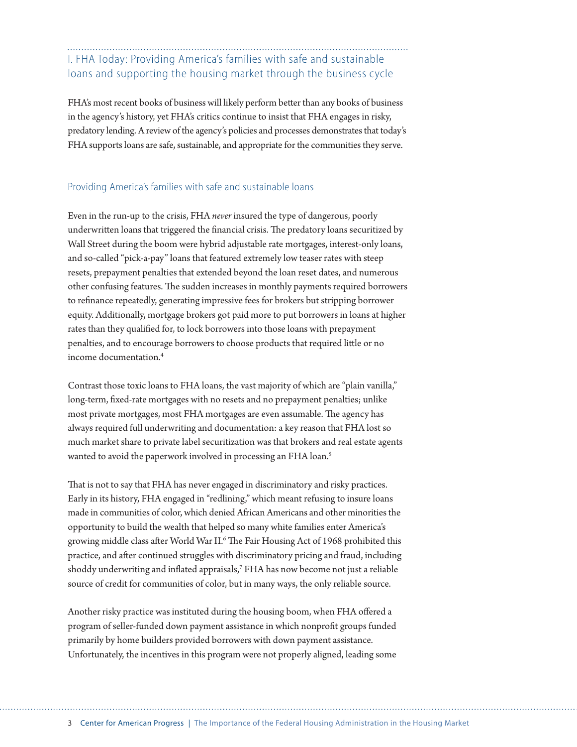## I. FHA Today: Providing America's families with safe and sustainable loans and supporting the housing market through the business cycle

FHA's most recent books of business will likely perform better than any books of business in the agency's history, yet FHA's critics continue to insist that FHA engages in risky, predatory lending. A review of the agency's policies and processes demonstrates that today's FHA supports loans are safe, sustainable, and appropriate for the communities they serve.

### Providing America's families with safe and sustainable loans

Even in the run-up to the crisis, FHA *never* insured the type of dangerous, poorly underwritten loans that triggered the financial crisis. The predatory loans securitized by Wall Street during the boom were hybrid adjustable rate mortgages, interest-only loans, and so-called "pick-a-pay" loans that featured extremely low teaser rates with steep resets, prepayment penalties that extended beyond the loan reset dates, and numerous other confusing features. The sudden increases in monthly payments required borrowers to refinance repeatedly, generating impressive fees for brokers but stripping borrower equity. Additionally, mortgage brokers got paid more to put borrowers in loans at higher rates than they qualified for, to lock borrowers into those loans with prepayment penalties, and to encourage borrowers to choose products that required little or no income documentation.[4]

Contrast those toxic loans to FHA loans, the vast majority of which are "plain vanilla," long-term, fixed-rate mortgages with no resets and no prepayment penalties; unlike most private mortgages, most FHA mortgages are even assumable. The agency has always required full underwriting and documentation: a key reason that FHA lost so much market share to private label securitization was that brokers and real estate agents wanted to avoid the paperwork involved in processing an FHA loan.[5]

That is not to say that FHA has never engaged in discriminatory and risky practices. Early in its history, FHA engaged in "redlining," which meant refusing to insure loans made in communities of color, which denied African Americans and other minorities the opportunity to build the wealth that helped so many white families enter America's growing middle class after World War II.[6] The Fair Housing Act of 1968 prohibited this practice, and after continued struggles with discriminatory pricing and fraud, including shoddy underwriting and inflated appraisals,[7] FHA has now become not just a reliable source of credit for communities of color, but in many ways, the only reliable source.

Another risky practice was instituted during the housing boom, when FHA offered a program of seller-funded down payment assistance in which nonprofit groups funded primarily by home builders provided borrowers with down payment assistance. Unfortunately, the incentives in this program were not properly aligned, leading some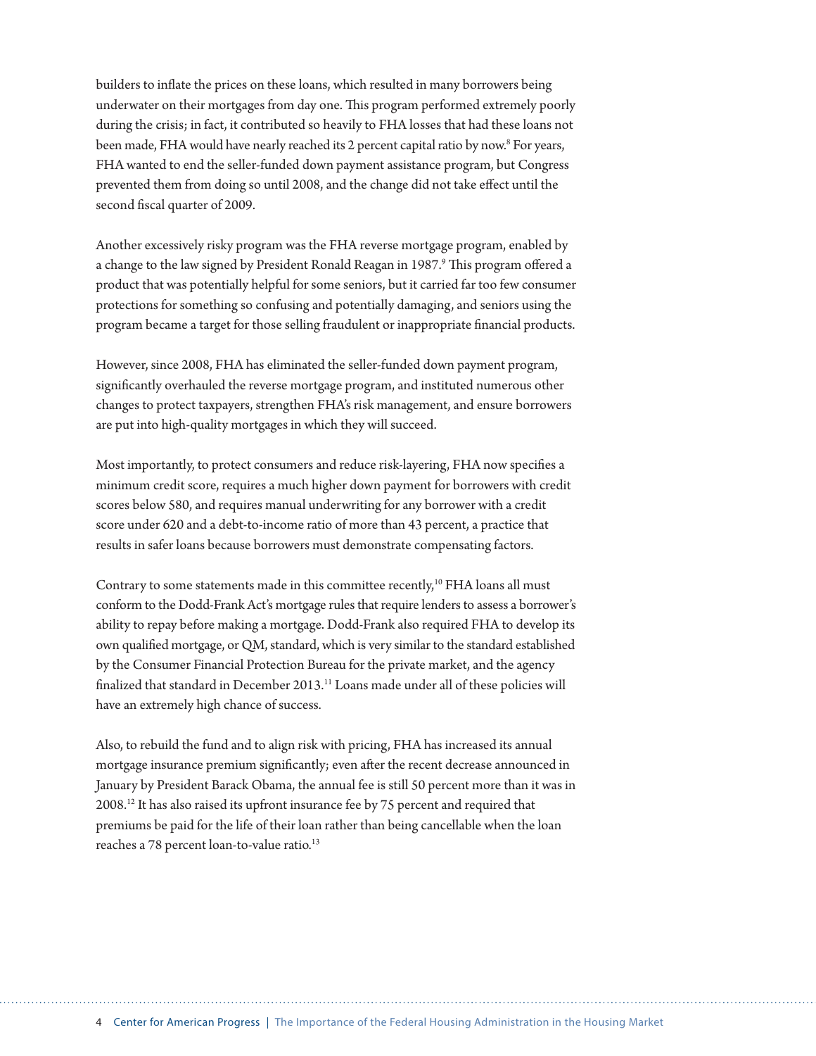builders to inflate the prices on these loans, which resulted in many borrowers being underwater on their mortgages from day one. This program performed extremely poorly during the crisis; in fact, it contributed so heavily to FHA losses that had these loans not been made, FHA would have nearly reached its 2 percent capital ratio by now.[8] For years, FHA wanted to end the seller-funded down payment assistance program, but Congress prevented them from doing so until 2008, and the change did not take effect until the second fiscal quarter of 2009.

Another excessively risky program was the FHA reverse mortgage program, enabled by a change to the law signed by President Ronald Reagan in 1987.[9] This program offered a product that was potentially helpful for some seniors, but it carried far too few consumer protections for something so confusing and potentially damaging, and seniors using the program became a target for those selling fraudulent or inappropriate financial products.

However, since 2008, FHA has eliminated the seller-funded down payment program, significantly overhauled the reverse mortgage program, and instituted numerous other changes to protect taxpayers, strengthen FHA's risk management, and ensure borrowers are put into high-quality mortgages in which they will succeed.

Most importantly, to protect consumers and reduce risk-layering, FHA now specifies a minimum credit score, requires a much higher down payment for borrowers with credit scores below 580, and requires manual underwriting for any borrower with a credit score under 620 and a debt-to-income ratio of more than 43 percent, a practice that results in safer loans because borrowers must demonstrate compensating factors.

Contrary to some statements made in this committee recently,[10] FHA loans all must conform to the Dodd-Frank Act's mortgage rules that require lenders to assess a borrower's ability to repay before making a mortgage. Dodd-Frank also required FHA to develop its own qualified mortgage, or QM, standard, which is very similar to the standard established by the Consumer Financial Protection Bureau for the private market, and the agency finalized that standard in December 2013.[11] Loans made under all of these policies will have an extremely high chance of success.

Also, to rebuild the fund and to align risk with pricing, FHA has increased its annual mortgage insurance premium significantly; even after the recent decrease announced in January by President Barack Obama, the annual fee is still 50 percent more than it was in 2008.[12] It has also raised its upfront insurance fee by 75 percent and required that premiums be paid for the life of their loan rather than being cancellable when the loan reaches a 78 percent loan-to-value ratio.[13]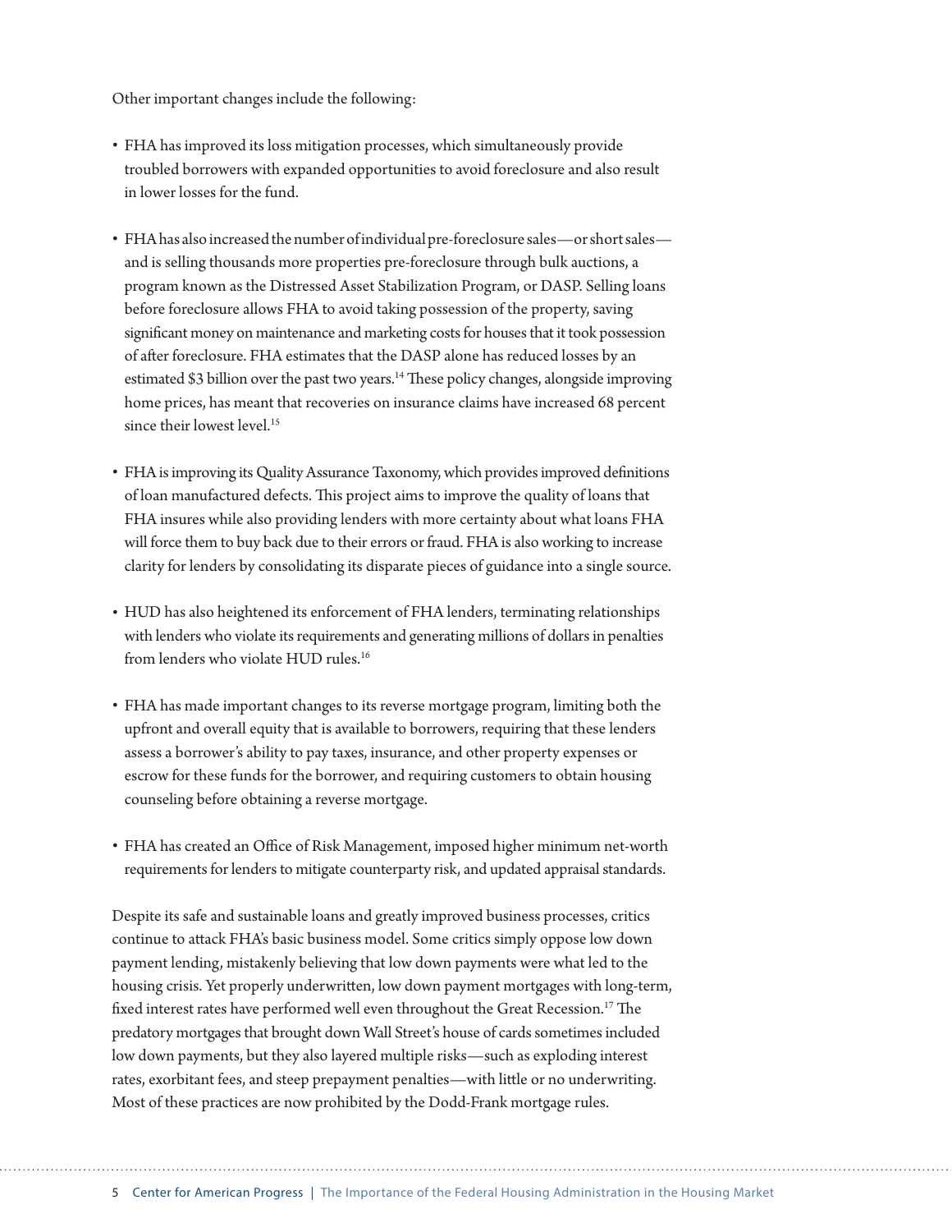Other important changes include the following:

- FHA has improved its loss mitigation processes, which simultaneously provide troubled borrowers with expanded opportunities to avoid foreclosure and also result in lower losses for the fund.
- FHA has also increased the number of individual pre-foreclosure sales—or short sales—and is selling thousands more properties pre-foreclosure through bulk auctions, a program known as the Distressed Asset Stabilization Program, or DASP. Selling loans before foreclosure allows FHA to avoid taking possession of the property, saving significant money on maintenance and marketing costs for houses that it took possession of after foreclosure. FHA estimates that the DASP alone has reduced losses by an estimated $3 billion over the past two years.[14] These policy changes, alongside improving home prices, has meant that recoveries on insurance claims have increased 68 percent since their lowest level.[15]
- FHA is improving its Quality Assurance Taxonomy, which provides improved definitions of loan manufactured defects. This project aims to improve the quality of loans that FHA insures while also providing lenders with more certainty about what loans FHA will force them to buy back due to their errors or fraud. FHA is also working to increase clarity for lenders by consolidating its disparate pieces of guidance into a single source.
- HUD has also heightened its enforcement of FHA lenders, terminating relationships with lenders who violate its requirements and generating millions of dollars in penalties from lenders who violate HUD rules.[16]
- FHA has made important changes to its reverse mortgage program, limiting both the upfront and overall equity that is available to borrowers, requiring that these lenders assess a borrower's ability to pay taxes, insurance, and other property expenses or escrow for these funds for the borrower, and requiring customers to obtain housing counseling before obtaining a reverse mortgage.
- FHA has created an Office of Risk Management, imposed higher minimum net-worth requirements for lenders to mitigate counterparty risk, and updated appraisal standards.

Despite its safe and sustainable loans and greatly improved business processes, critics continue to attack FHA's basic business model. Some critics simply oppose low down payment lending, mistakenly believing that low down payments were what led to the housing crisis. Yet properly underwritten, low down payment mortgages with long-term, fixed interest rates have performed well even throughout the Great Recession.[17] The predatory mortgages that brought down Wall Street's house of cards sometimes included low down payments, but they also layered multiple risks—such as exploding interest rates, exorbitant fees, and steep prepayment penalties—with little or no underwriting. Most of these practices are now prohibited by the Dodd-Frank mortgage rules.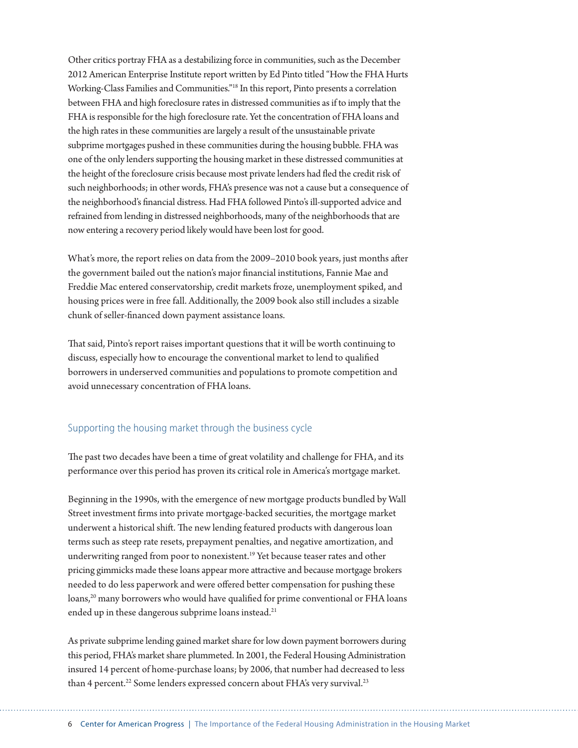Other critics portray FHA as a destabilizing force in communities, such as the December 2012 American Enterprise Institute report written by Ed Pinto titled "How the FHA Hurts Working-Class Families and Communities."[18] In this report, Pinto presents a correlation between FHA and high foreclosure rates in distressed communities as if to imply that the FHA is responsible for the high foreclosure rate. Yet the concentration of FHA loans and the high rates in these communities are largely a result of the unsustainable private subprime mortgages pushed in these communities during the housing bubble. FHA was one of the only lenders supporting the housing market in these distressed communities at the height of the foreclosure crisis because most private lenders had fled the credit risk of such neighborhoods; in other words, FHA's presence was not a cause but a consequence of the neighborhood's financial distress. Had FHA followed Pinto's ill-supported advice and refrained from lending in distressed neighborhoods, many of the neighborhoods that are now entering a recovery period likely would have been lost for good.

What's more, the report relies on data from the 2009–2010 book years, just months after the government bailed out the nation's major financial institutions, Fannie Mae and Freddie Mac entered conservatorship, credit markets froze, unemployment spiked, and housing prices were in free fall. Additionally, the 2009 book also still includes a sizable chunk of seller-financed down payment assistance loans.

That said, Pinto's report raises important questions that it will be worth continuing to discuss, especially how to encourage the conventional market to lend to qualified borrowers in underserved communities and populations to promote competition and avoid unnecessary concentration of FHA loans.

## Supporting the housing market through the business cycle

The past two decades have been a time of great volatility and challenge for FHA, and its performance over this period has proven its critical role in America's mortgage market.

Beginning in the 1990s, with the emergence of new mortgage products bundled by Wall Street investment firms into private mortgage-backed securities, the mortgage market underwent a historical shift. The new lending featured products with dangerous loan terms such as steep rate resets, prepayment penalties, and negative amortization, and underwriting ranged from poor to nonexistent.[19] Yet because teaser rates and other pricing gimmicks made these loans appear more attractive and because mortgage brokers needed to do less paperwork and were offered better compensation for pushing these loans,[20] many borrowers who would have qualified for prime conventional or FHA loans ended up in these dangerous subprime loans instead.[21]

As private subprime lending gained market share for low down payment borrowers during this period, FHA's market share plummeted. In 2001, the Federal Housing Administration insured 14 percent of home-purchase loans; by 2006, that number had decreased to less than 4 percent.[22] Some lenders expressed concern about FHA's very survival.[23]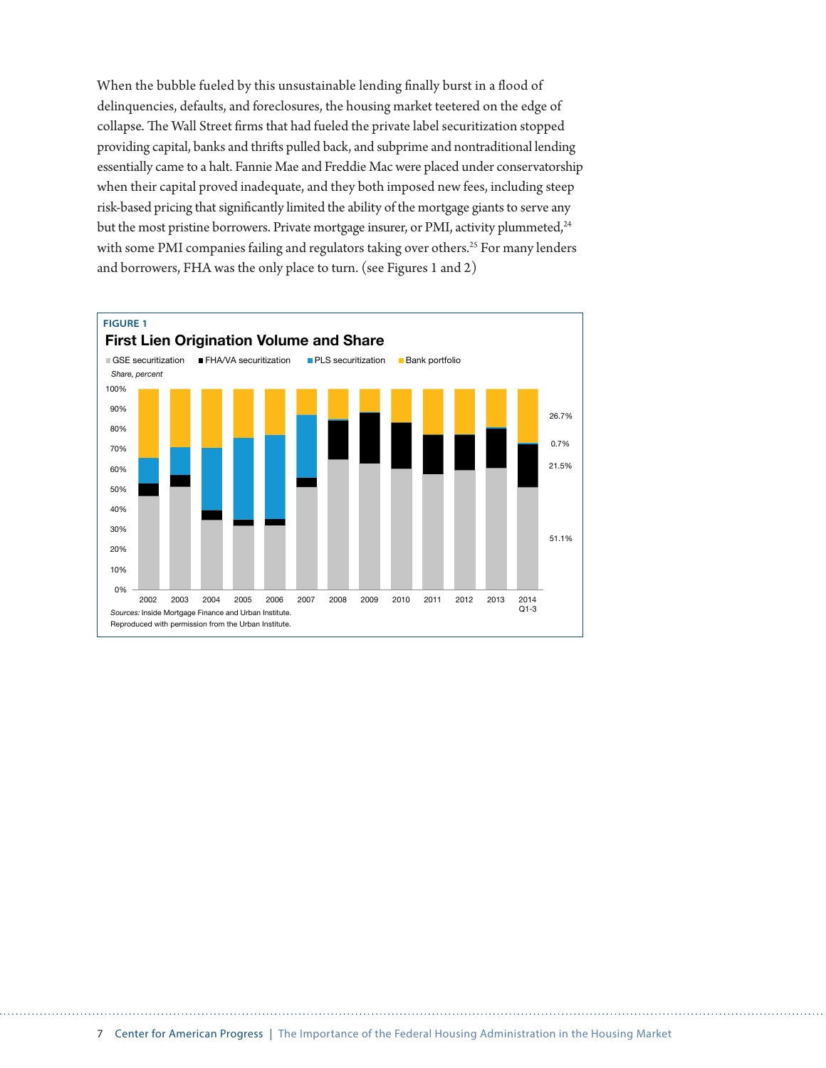When the bubble fueled by this unsustainable lending finally burst in a flood of delinquencies, defaults, and foreclosures, the housing market teetered on the edge of collapse. The Wall Street firms that had fueled the private label securitization stopped providing capital, banks and thrifts pulled back, and subprime and nontraditional lending essentially came to a halt. Fannie Mae and Freddie Mac were placed under conservatorship when their capital proved inadequate, and they both imposed new fees, including steep risk-based pricing that significantly limited the ability of the mortgage giants to serve any but the most pristine borrowers. Private mortgage insurer, or PMI, activity plummeted,[24] with some PMI companies failing and regulators taking over others.[25] For many lenders and borrowers, FHA was the only place to turn. (see Figures 1 and 2)

**FIGURE 1**

**First Lien Origination Volume and Share**

GSE securitization | FHA/VA securitization | PLS securitization | Bank portfolio

*Share, percent*

2014 Q1-3: Bank portfolio 26.7%; PLS securitization 0.7%; FHA/VA securitization 21.5%; GSE securitization 51.1%

*Sources:* Inside Mortgage Finance and Urban Institute.
Reproduced with permission from the Urban Institute.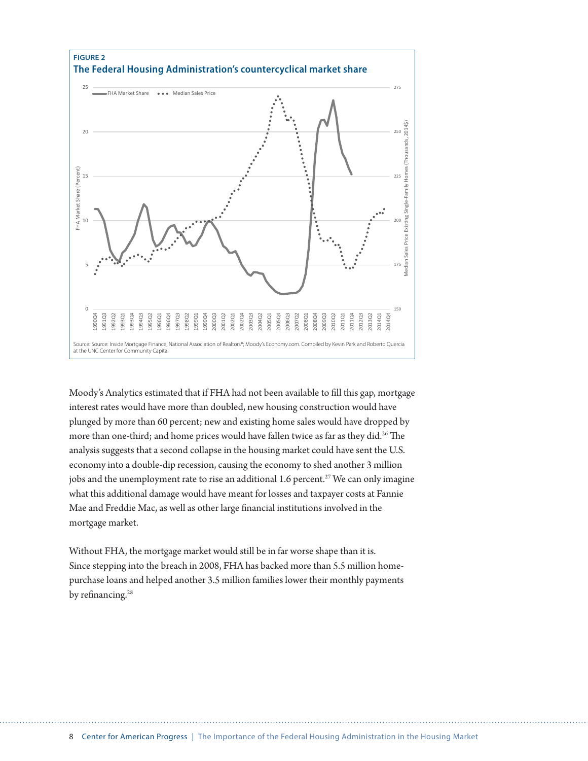**FIGURE 2**

**The Federal Housing Administration's countercyclical market share**

Source: Source: Inside Mortgage Finance; National Association of Realtors®; Moody's Economy.com. Compiled by Kevin Park and Roberto Quercia at the UNC Center for Community Capita.

Moody's Analytics estimated that if FHA had not been available to fill this gap, mortgage interest rates would have more than doubled, new housing construction would have plunged by more than 60 percent; new and existing home sales would have dropped by more than one-third; and home prices would have fallen twice as far as they did.[26] The analysis suggests that a second collapse in the housing market could have sent the U.S. economy into a double-dip recession, causing the economy to shed another 3 million jobs and the unemployment rate to rise an additional 1.6 percent.[27] We can only imagine what this additional damage would have meant for losses and taxpayer costs at Fannie Mae and Freddie Mac, as well as other large financial institutions involved in the mortgage market.

Without FHA, the mortgage market would still be in far worse shape than it is. Since stepping into the breach in 2008, FHA has backed more than 5.5 million home-purchase loans and helped another 3.5 million families lower their monthly payments by refinancing.[28]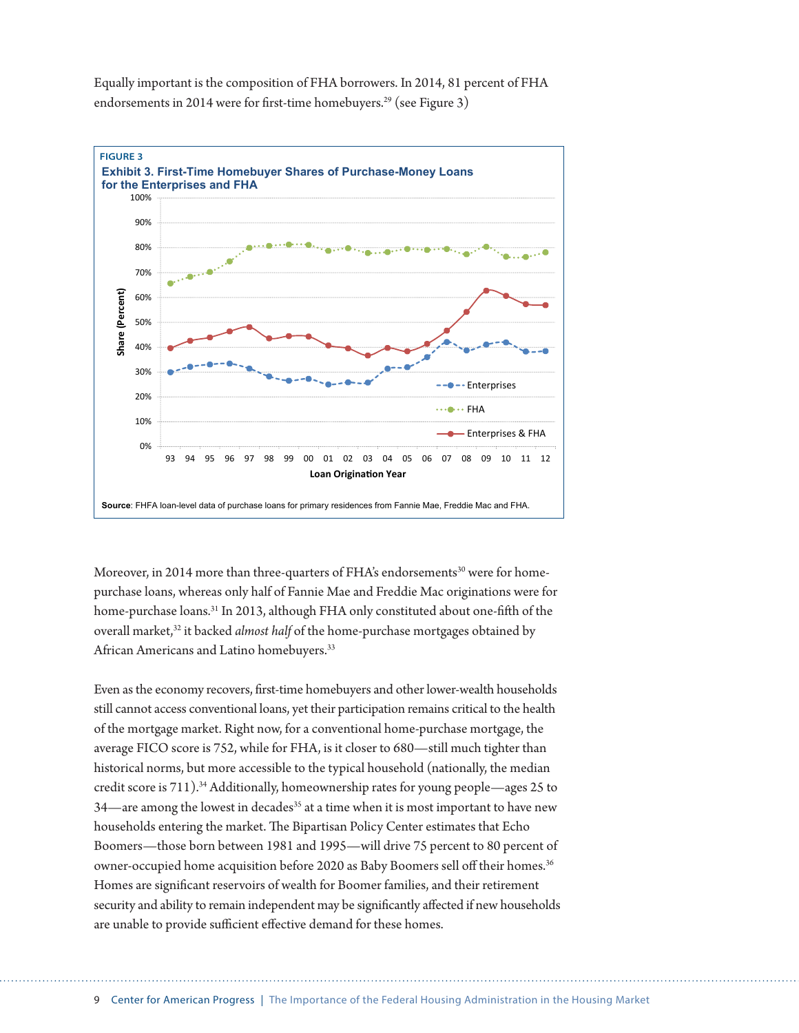Equally important is the composition of FHA borrowers. In 2014, 81 percent of FHA endorsements in 2014 were for first-time homebuyers.[29] (see Figure 3)

FIGURE 3

**Exhibit 3. First-Time Homebuyer Shares of Purchase-Money Loans for the Enterprises and FHA**

**Source**: FHFA loan-level data of purchase loans for primary residences from Fannie Mae, Freddie Mac and FHA.

Moreover, in 2014 more than three-quarters of FHA's endorsements[30] were for home-purchase loans, whereas only half of Fannie Mae and Freddie Mac originations were for home-purchase loans.[31] In 2013, although FHA only constituted about one-fifth of the overall market,[32] it backed *almost half* of the home-purchase mortgages obtained by African Americans and Latino homebuyers.[33]

Even as the economy recovers, first-time homebuyers and other lower-wealth households still cannot access conventional loans, yet their participation remains critical to the health of the mortgage market. Right now, for a conventional home-purchase mortgage, the average FICO score is 752, while for FHA, is it closer to 680—still much tighter than historical norms, but more accessible to the typical household (nationally, the median credit score is 711).[34] Additionally, homeownership rates for young people—ages 25 to 34—are among the lowest in decades[35] at a time when it is most important to have new households entering the market. The Bipartisan Policy Center estimates that Echo Boomers—those born between 1981 and 1995—will drive 75 percent to 80 percent of owner-occupied home acquisition before 2020 as Baby Boomers sell off their homes.[36] Homes are significant reservoirs of wealth for Boomer families, and their retirement security and ability to remain independent may be significantly affected if new households are unable to provide sufficient effective demand for these homes.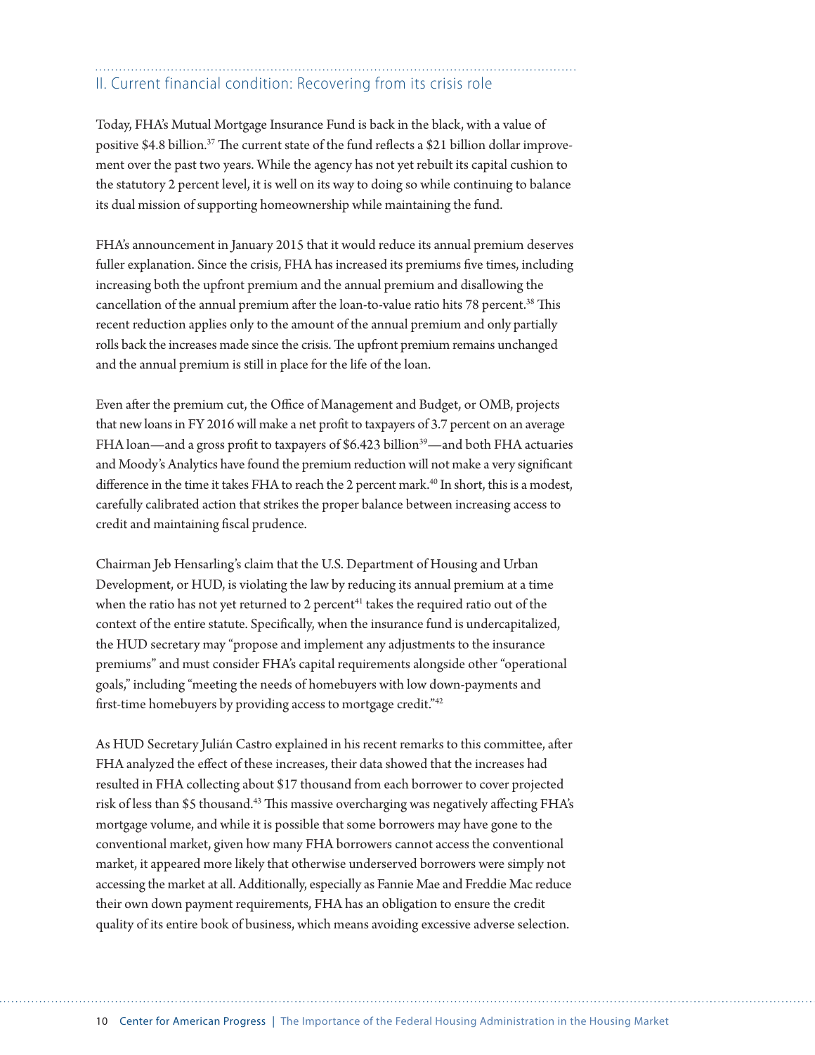## II. Current financial condition: Recovering from its crisis role

Today, FHA's Mutual Mortgage Insurance Fund is back in the black, with a value of positive \$4.8 billion.[37] The current state of the fund reflects a \$21 billion dollar improvement over the past two years. While the agency has not yet rebuilt its capital cushion to the statutory 2 percent level, it is well on its way to doing so while continuing to balance its dual mission of supporting homeownership while maintaining the fund.

FHA's announcement in January 2015 that it would reduce its annual premium deserves fuller explanation. Since the crisis, FHA has increased its premiums five times, including increasing both the upfront premium and the annual premium and disallowing the cancellation of the annual premium after the loan-to-value ratio hits 78 percent.[38] This recent reduction applies only to the amount of the annual premium and only partially rolls back the increases made since the crisis. The upfront premium remains unchanged and the annual premium is still in place for the life of the loan.

Even after the premium cut, the Office of Management and Budget, or OMB, projects that new loans in FY 2016 will make a net profit to taxpayers of 3.7 percent on an average FHA loan—and a gross profit to taxpayers of \$6.423 billion[39]—and both FHA actuaries and Moody's Analytics have found the premium reduction will not make a very significant difference in the time it takes FHA to reach the 2 percent mark.[40] In short, this is a modest, carefully calibrated action that strikes the proper balance between increasing access to credit and maintaining fiscal prudence.

Chairman Jeb Hensarling's claim that the U.S. Department of Housing and Urban Development, or HUD, is violating the law by reducing its annual premium at a time when the ratio has not yet returned to 2 percent[41] takes the required ratio out of the context of the entire statute. Specifically, when the insurance fund is undercapitalized, the HUD secretary may "propose and implement any adjustments to the insurance premiums" and must consider FHA's capital requirements alongside other "operational goals," including "meeting the needs of homebuyers with low down-payments and first-time homebuyers by providing access to mortgage credit."[42]

As HUD Secretary Julián Castro explained in his recent remarks to this committee, after FHA analyzed the effect of these increases, their data showed that the increases had resulted in FHA collecting about \$17 thousand from each borrower to cover projected risk of less than \$5 thousand.[43] This massive overcharging was negatively affecting FHA's mortgage volume, and while it is possible that some borrowers may have gone to the conventional market, given how many FHA borrowers cannot access the conventional market, it appeared more likely that otherwise underserved borrowers were simply not accessing the market at all. Additionally, especially as Fannie Mae and Freddie Mac reduce their own down payment requirements, FHA has an obligation to ensure the credit quality of its entire book of business, which means avoiding excessive adverse selection.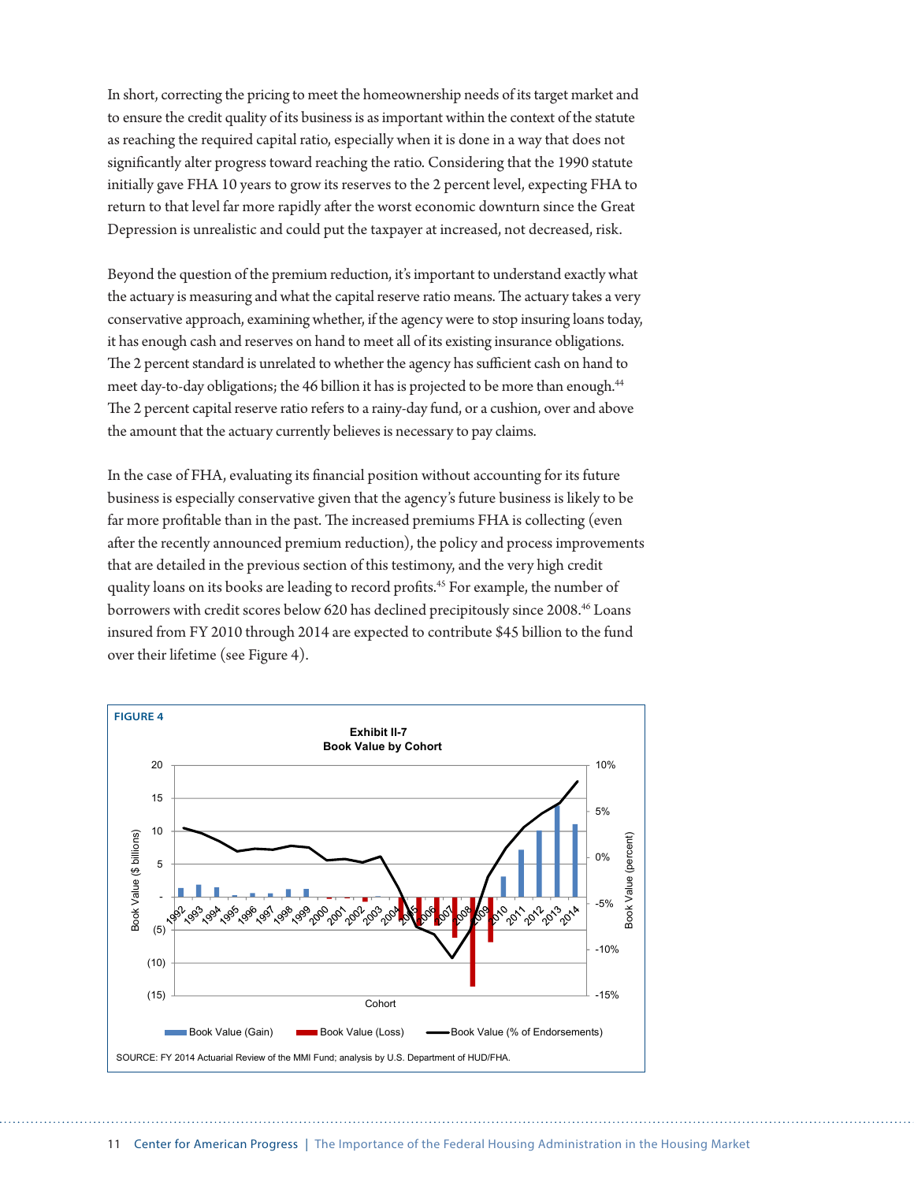In short, correcting the pricing to meet the homeownership needs of its target market and to ensure the credit quality of its business is as important within the context of the statute as reaching the required capital ratio, especially when it is done in a way that does not significantly alter progress toward reaching the ratio. Considering that the 1990 statute initially gave FHA 10 years to grow its reserves to the 2 percent level, expecting FHA to return to that level far more rapidly after the worst economic downturn since the Great Depression is unrealistic and could put the taxpayer at increased, not decreased, risk.

Beyond the question of the premium reduction, it's important to understand exactly what the actuary is measuring and what the capital reserve ratio means. The actuary takes a very conservative approach, examining whether, if the agency were to stop insuring loans today, it has enough cash and reserves on hand to meet all of its existing insurance obligations. The 2 percent standard is unrelated to whether the agency has sufficient cash on hand to meet day-to-day obligations; the 46 billion it has is projected to be more than enough.[44] The 2 percent capital reserve ratio refers to a rainy-day fund, or a cushion, over and above the amount that the actuary currently believes is necessary to pay claims.

In the case of FHA, evaluating its financial position without accounting for its future business is especially conservative given that the agency's future business is likely to be far more profitable than in the past. The increased premiums FHA is collecting (even after the recently announced premium reduction), the policy and process improvements that are detailed in the previous section of this testimony, and the very high credit quality loans on its books are leading to record profits.[45] For example, the number of borrowers with credit scores below 620 has declined precipitously since 2008.[46] Loans insured from FY 2010 through 2014 are expected to contribute $45 billion to the fund over their lifetime (see Figure 4).

**FIGURE 4**

**Exhibit II-7**
**Book Value by Cohort**

SOURCE: FY 2014 Actuarial Review of the MMI Fund; analysis by U.S. Department of HUD/FHA.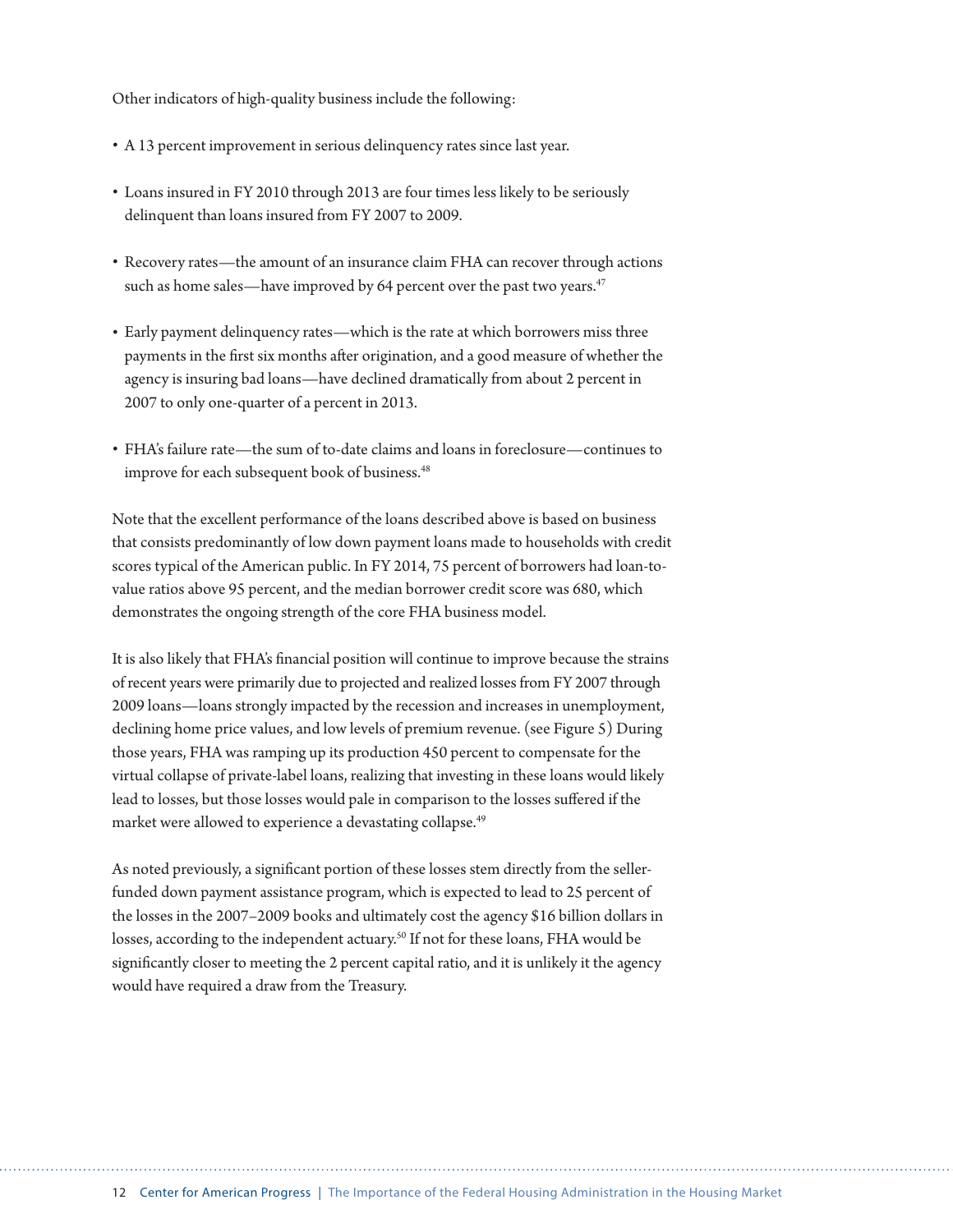Other indicators of high-quality business include the following:

- A 13 percent improvement in serious delinquency rates since last year.
- Loans insured in FY 2010 through 2013 are four times less likely to be seriously delinquent than loans insured from FY 2007 to 2009.
- Recovery rates—the amount of an insurance claim FHA can recover through actions such as home sales—have improved by 64 percent over the past two years.[47]
- Early payment delinquency rates—which is the rate at which borrowers miss three payments in the first six months after origination, and a good measure of whether the agency is insuring bad loans—have declined dramatically from about 2 percent in 2007 to only one-quarter of a percent in 2013.
- FHA's failure rate—the sum of to-date claims and loans in foreclosure—continues to improve for each subsequent book of business.[48]

Note that the excellent performance of the loans described above is based on business that consists predominantly of low down payment loans made to households with credit scores typical of the American public. In FY 2014, 75 percent of borrowers had loan-to-value ratios above 95 percent, and the median borrower credit score was 680, which demonstrates the ongoing strength of the core FHA business model.

It is also likely that FHA's financial position will continue to improve because the strains of recent years were primarily due to projected and realized losses from FY 2007 through 2009 loans—loans strongly impacted by the recession and increases in unemployment, declining home price values, and low levels of premium revenue. (see Figure 5) During those years, FHA was ramping up its production 450 percent to compensate for the virtual collapse of private-label loans, realizing that investing in these loans would likely lead to losses, but those losses would pale in comparison to the losses suffered if the market were allowed to experience a devastating collapse.[49]

As noted previously, a significant portion of these losses stem directly from the seller-funded down payment assistance program, which is expected to lead to 25 percent of the losses in the 2007–2009 books and ultimately cost the agency $16 billion dollars in losses, according to the independent actuary.[50] If not for these loans, FHA would be significantly closer to meeting the 2 percent capital ratio, and it is unlikely it the agency would have required a draw from the Treasury.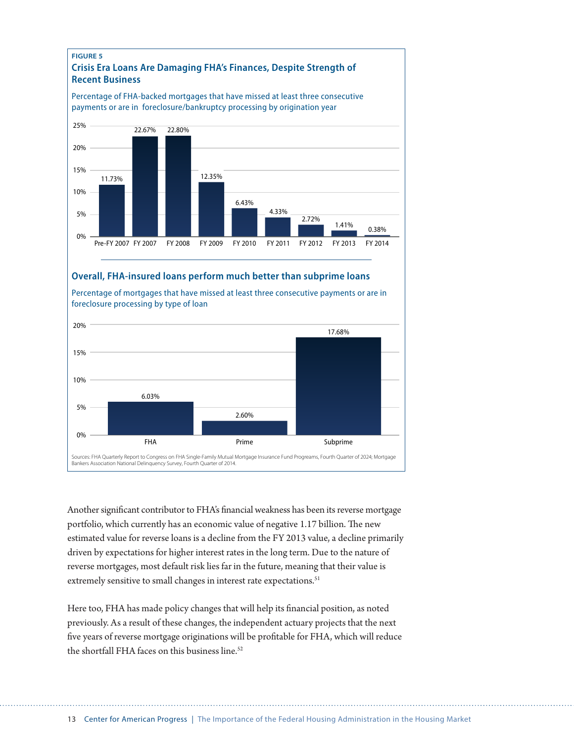**FIGURE 5**

**Crisis Era Loans Are Damaging FHA's Finances, Despite Strength of Recent Business**

Percentage of FHA-backed mortgages that have missed at least three consecutive payments or are in foreclosure/bankruptcy processing by origination year

| Origination year | Percentage |
| --- | --- |
| Pre-FY 2007 | 11.73% |
| FY 2007 | 22.67% |
| FY 2008 | 22.80% |
| FY 2009 | 12.35% |
| FY 2010 | 6.43% |
| FY 2011 | 4.33% |
| FY 2012 | 2.72% |
| FY 2013 | 1.41% |
| FY 2014 | 0.38% |

**Overall, FHA-insured loans perform much better than subprime loans**

Percentage of mortgages that have missed at least three consecutive payments or are in foreclosure processing by type of loan

| Type of loan | Percentage |
| --- | --- |
| FHA | 6.03% |
| Prime | 2.60% |
| Subprime | 17.68% |

Sources: FHA Quarterly Report to Congress on FHA Single-Family Mutual Mortgage Insurance Fund Programs, Fourth Quarter of 2024; Mortgage Bankers Association National Delinquency Survey, Fourth Quarter of 2014.

Another significant contributor to FHA's financial weakness has been its reverse mortgage portfolio, which currently has an economic value of negative 1.17 billion. The new estimated value for reverse loans is a decline from the FY 2013 value, a decline primarily driven by expectations for higher interest rates in the long term. Due to the nature of reverse mortgages, most default risk lies far in the future, meaning that their value is extremely sensitive to small changes in interest rate expectations.[51]

Here too, FHA has made policy changes that will help its financial position, as noted previously. As a result of these changes, the independent actuary projects that the next five years of reverse mortgage originations will be profitable for FHA, which will reduce the shortfall FHA faces on this business line.[52]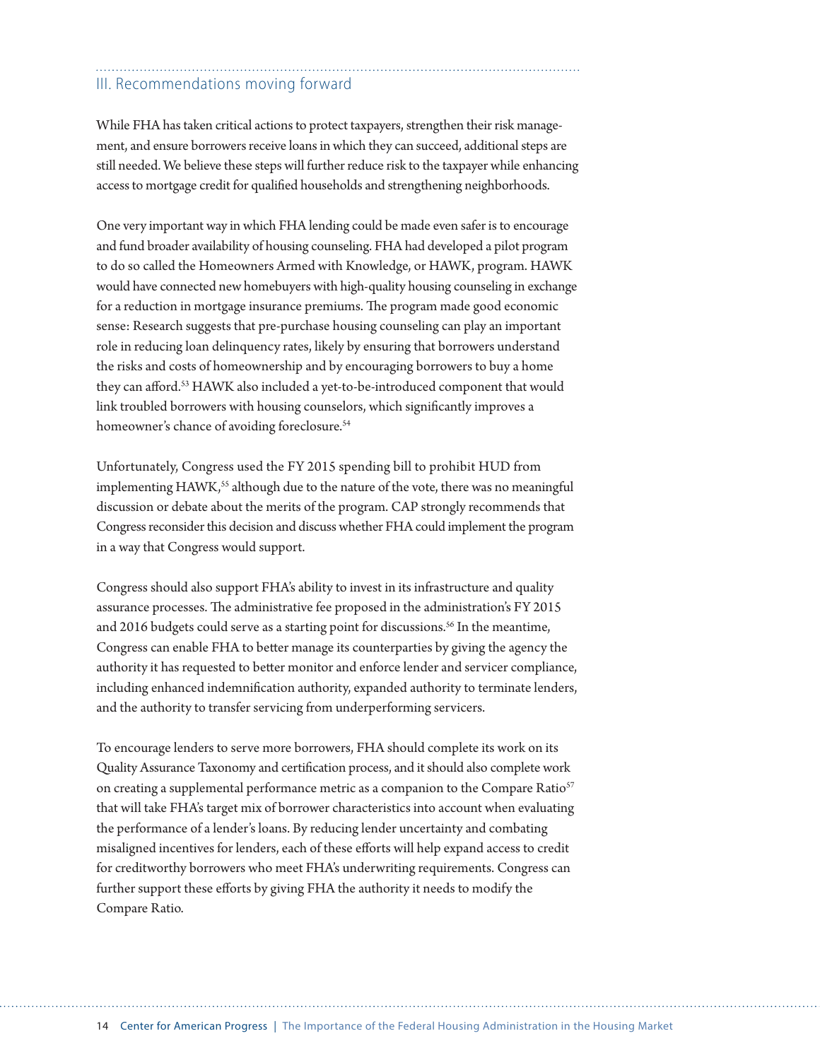## III. Recommendations moving forward

While FHA has taken critical actions to protect taxpayers, strengthen their risk management, and ensure borrowers receive loans in which they can succeed, additional steps are still needed. We believe these steps will further reduce risk to the taxpayer while enhancing access to mortgage credit for qualified households and strengthening neighborhoods.

One very important way in which FHA lending could be made even safer is to encourage and fund broader availability of housing counseling. FHA had developed a pilot program to do so called the Homeowners Armed with Knowledge, or HAWK, program. HAWK would have connected new homebuyers with high-quality housing counseling in exchange for a reduction in mortgage insurance premiums. The program made good economic sense: Research suggests that pre-purchase housing counseling can play an important role in reducing loan delinquency rates, likely by ensuring that borrowers understand the risks and costs of homeownership and by encouraging borrowers to buy a home they can afford.[53] HAWK also included a yet-to-be-introduced component that would link troubled borrowers with housing counselors, which significantly improves a homeowner's chance of avoiding foreclosure.[54]

Unfortunately, Congress used the FY 2015 spending bill to prohibit HUD from implementing HAWK,[55] although due to the nature of the vote, there was no meaningful discussion or debate about the merits of the program. CAP strongly recommends that Congress reconsider this decision and discuss whether FHA could implement the program in a way that Congress would support.

Congress should also support FHA's ability to invest in its infrastructure and quality assurance processes. The administrative fee proposed in the administration's FY 2015 and 2016 budgets could serve as a starting point for discussions.[56] In the meantime, Congress can enable FHA to better manage its counterparties by giving the agency the authority it has requested to better monitor and enforce lender and servicer compliance, including enhanced indemnification authority, expanded authority to terminate lenders, and the authority to transfer servicing from underperforming servicers.

To encourage lenders to serve more borrowers, FHA should complete its work on its Quality Assurance Taxonomy and certification process, and it should also complete work on creating a supplemental performance metric as a companion to the Compare Ratio[57] that will take FHA's target mix of borrower characteristics into account when evaluating the performance of a lender's loans. By reducing lender uncertainty and combating misaligned incentives for lenders, each of these efforts will help expand access to credit for creditworthy borrowers who meet FHA's underwriting requirements. Congress can further support these efforts by giving FHA the authority it needs to modify the Compare Ratio.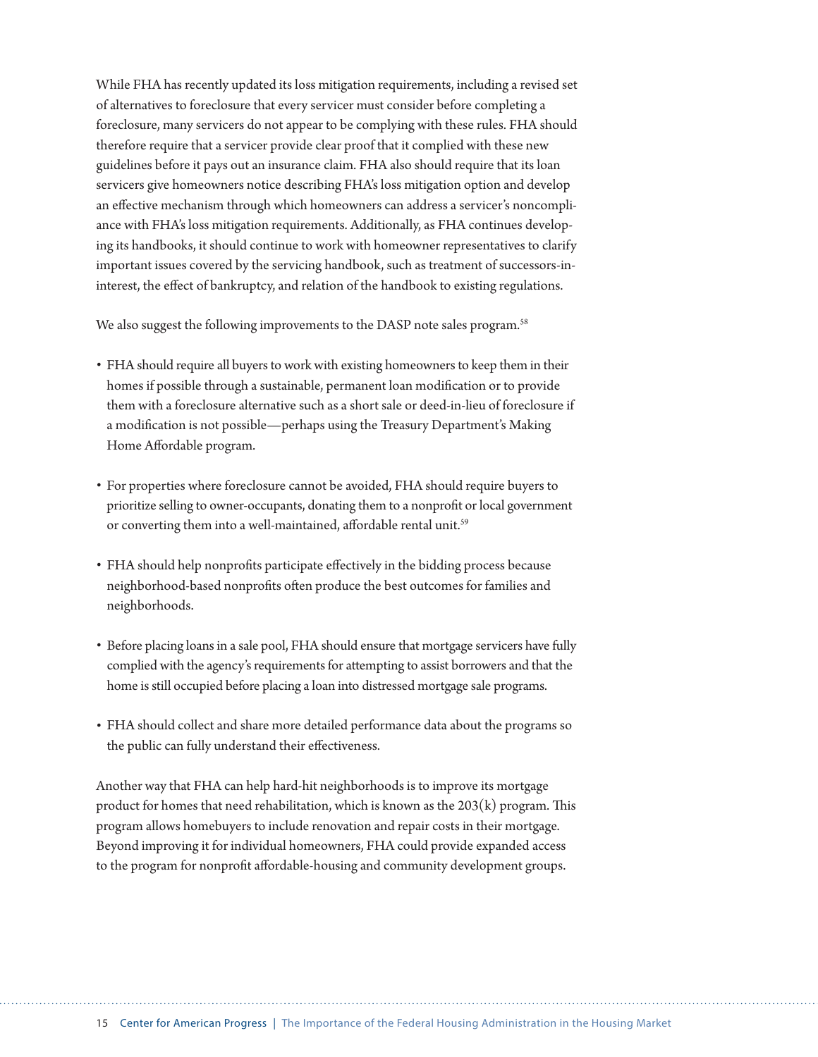While FHA has recently updated its loss mitigation requirements, including a revised set of alternatives to foreclosure that every servicer must consider before completing a foreclosure, many servicers do not appear to be complying with these rules. FHA should therefore require that a servicer provide clear proof that it complied with these new guidelines before it pays out an insurance claim. FHA also should require that its loan servicers give homeowners notice describing FHA's loss mitigation option and develop an effective mechanism through which homeowners can address a servicer's noncompliance with FHA's loss mitigation requirements. Additionally, as FHA continues developing its handbooks, it should continue to work with homeowner representatives to clarify important issues covered by the servicing handbook, such as treatment of successors-in-interest, the effect of bankruptcy, and relation of the handbook to existing regulations.

We also suggest the following improvements to the DASP note sales program.[58]

- FHA should require all buyers to work with existing homeowners to keep them in their homes if possible through a sustainable, permanent loan modification or to provide them with a foreclosure alternative such as a short sale or deed-in-lieu of foreclosure if a modification is not possible—perhaps using the Treasury Department's Making Home Affordable program.
- For properties where foreclosure cannot be avoided, FHA should require buyers to prioritize selling to owner-occupants, donating them to a nonprofit or local government or converting them into a well-maintained, affordable rental unit.[59]
- FHA should help nonprofits participate effectively in the bidding process because neighborhood-based nonprofits often produce the best outcomes for families and neighborhoods.
- Before placing loans in a sale pool, FHA should ensure that mortgage servicers have fully complied with the agency's requirements for attempting to assist borrowers and that the home is still occupied before placing a loan into distressed mortgage sale programs.
- FHA should collect and share more detailed performance data about the programs so the public can fully understand their effectiveness.

Another way that FHA can help hard-hit neighborhoods is to improve its mortgage product for homes that need rehabilitation, which is known as the 203(k) program. This program allows homebuyers to include renovation and repair costs in their mortgage. Beyond improving it for individual homeowners, FHA could provide expanded access to the program for nonprofit affordable-housing and community development groups.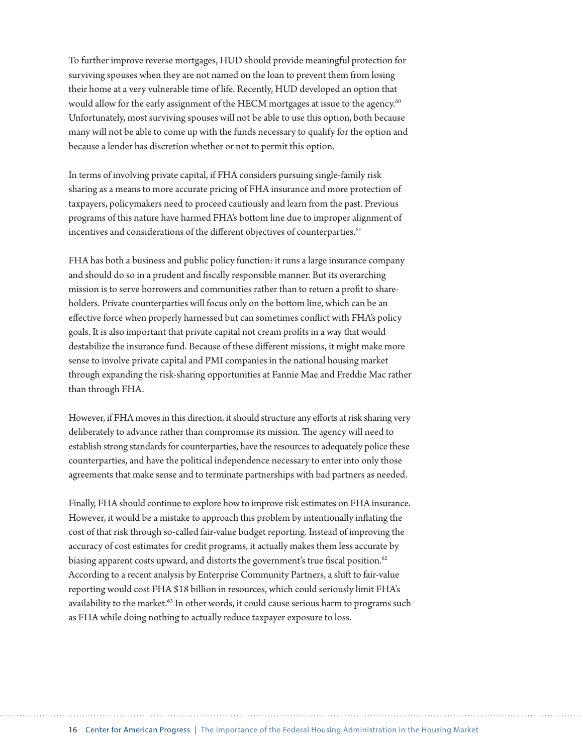To further improve reverse mortgages, HUD should provide meaningful protection for surviving spouses when they are not named on the loan to prevent them from losing their home at a very vulnerable time of life. Recently, HUD developed an option that would allow for the early assignment of the HECM mortgages at issue to the agency.[60] Unfortunately, most surviving spouses will not be able to use this option, both because many will not be able to come up with the funds necessary to qualify for the option and because a lender has discretion whether or not to permit this option.

In terms of involving private capital, if FHA considers pursuing single-family risk sharing as a means to more accurate pricing of FHA insurance and more protection of taxpayers, policymakers need to proceed cautiously and learn from the past. Previous programs of this nature have harmed FHA's bottom line due to improper alignment of incentives and considerations of the different objectives of counterparties.[61]

FHA has both a business and public policy function: it runs a large insurance company and should do so in a prudent and fiscally responsible manner. But its overarching mission is to serve borrowers and communities rather than to return a profit to shareholders. Private counterparties will focus only on the bottom line, which can be an effective force when properly harnessed but can sometimes conflict with FHA's policy goals. It is also important that private capital not cream profits in a way that would destabilize the insurance fund. Because of these different missions, it might make more sense to involve private capital and PMI companies in the national housing market through expanding the risk-sharing opportunities at Fannie Mae and Freddie Mac rather than through FHA.

However, if FHA moves in this direction, it should structure any efforts at risk sharing very deliberately to advance rather than compromise its mission. The agency will need to establish strong standards for counterparties, have the resources to adequately police these counterparties, and have the political independence necessary to enter into only those agreements that make sense and to terminate partnerships with bad partners as needed.

Finally, FHA should continue to explore how to improve risk estimates on FHA insurance. However, it would be a mistake to approach this problem by intentionally inflating the cost of that risk through so-called fair-value budget reporting. Instead of improving the accuracy of cost estimates for credit programs, it actually makes them less accurate by biasing apparent costs upward, and distorts the government's true fiscal position.[62] According to a recent analysis by Enterprise Community Partners, a shift to fair-value reporting would cost FHA $18 billion in resources, which could seriously limit FHA's availability to the market.[63] In other words, it could cause serious harm to programs such as FHA while doing nothing to actually reduce taxpayer exposure to loss.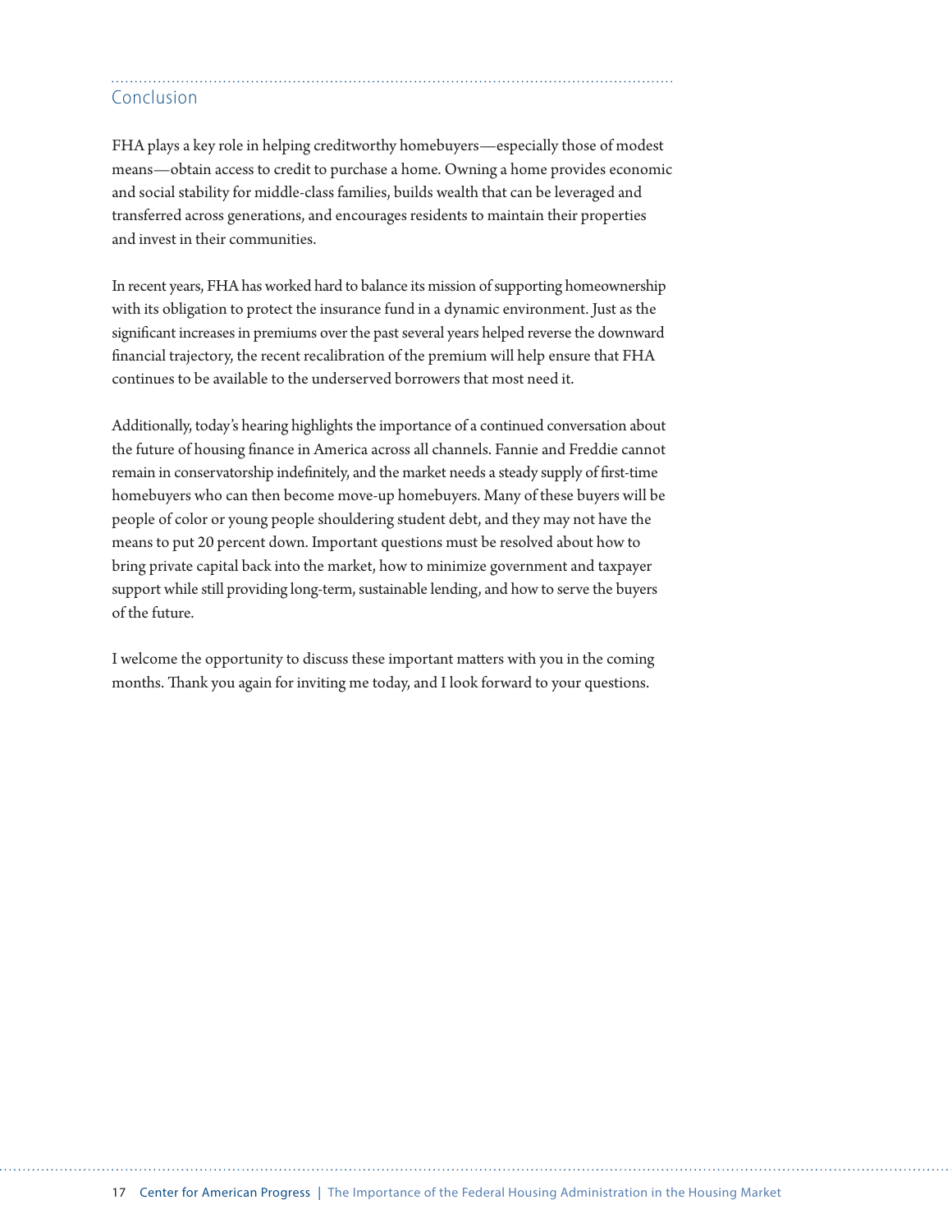## Conclusion

FHA plays a key role in helping creditworthy homebuyers—especially those of modest means—obtain access to credit to purchase a home. Owning a home provides economic and social stability for middle-class families, builds wealth that can be leveraged and transferred across generations, and encourages residents to maintain their properties and invest in their communities.

In recent years, FHA has worked hard to balance its mission of supporting homeownership with its obligation to protect the insurance fund in a dynamic environment. Just as the significant increases in premiums over the past several years helped reverse the downward financial trajectory, the recent recalibration of the premium will help ensure that FHA continues to be available to the underserved borrowers that most need it.

Additionally, today's hearing highlights the importance of a continued conversation about the future of housing finance in America across all channels. Fannie and Freddie cannot remain in conservatorship indefinitely, and the market needs a steady supply of first-time homebuyers who can then become move-up homebuyers. Many of these buyers will be people of color or young people shouldering student debt, and they may not have the means to put 20 percent down. Important questions must be resolved about how to bring private capital back into the market, how to minimize government and taxpayer support while still providing long-term, sustainable lending, and how to serve the buyers of the future.

I welcome the opportunity to discuss these important matters with you in the coming months. Thank you again for inviting me today, and I look forward to your questions.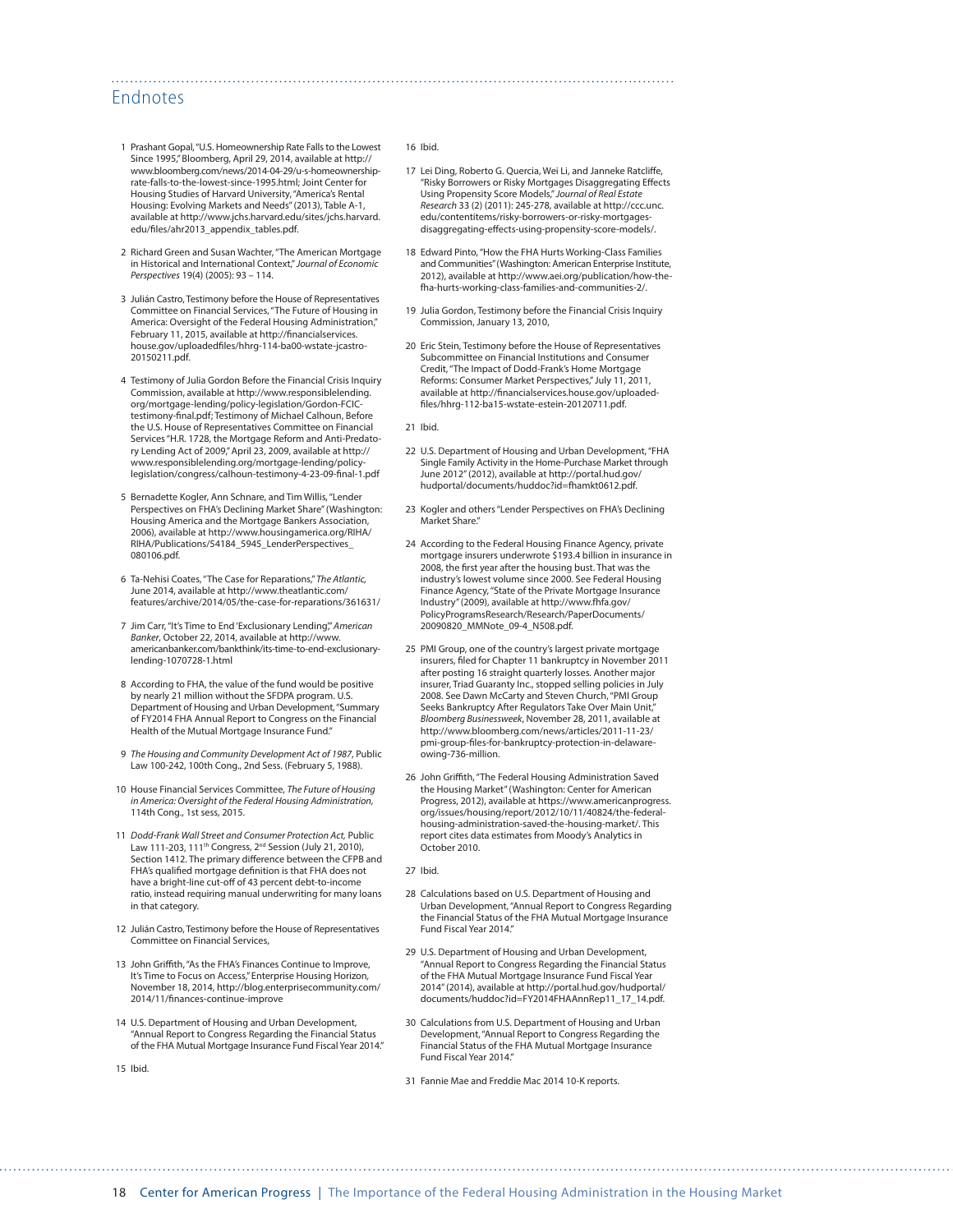## Endnotes

1. Prashant Gopal, "U.S. Homeownership Rate Falls to the Lowest Since 1995," Bloomberg, April 29, 2014, available at http://www.bloomberg.com/news/2014-04-29/u-s-homeownership-rate-falls-to-the-lowest-since-1995.html; Joint Center for Housing Studies of Harvard University, "America's Rental Housing: Evolving Markets and Needs" (2013), Table A-1, available at http://www.jchs.harvard.edu/sites/jchs.harvard.edu/files/ahr2013_appendix_tables.pdf.

2. Richard Green and Susan Wachter, "The American Mortgage in Historical and International Context," *Journal of Economic Perspectives* 19(4) (2005): 93 – 114.

3. Julián Castro, Testimony before the House of Representatives Committee on Financial Services, "The Future of Housing in America: Oversight of the Federal Housing Administration," February 11, 2015, available at http://financialservices.house.gov/uploadedfiles/hhrg-114-ba00-wstate-jcastro-20150211.pdf.

4. Testimony of Julia Gordon Before the Financial Crisis Inquiry Commission, available at http://www.responsiblelending.org/mortgage-lending/policy-legislation/Gordon-FCIC-testimony-final.pdf; Testimony of Michael Calhoun, Before the U.S. House of Representatives Committee on Financial Services "H.R. 1728, the Mortgage Reform and Anti-Predatory Lending Act of 2009," April 23, 2009, available at http://www.responsiblelending.org/mortgage-lending/policy-legislation/congress/calhoun-testimony-4-23-09-final-1.pdf

5. Bernadette Kogler, Ann Schnare, and Tim Willis, "Lender Perspectives on FHA's Declining Market Share" (Washington: Housing America and the Mortgage Bankers Association, 2006), available at http://www.housingamerica.org/RIHA/RIHA/Publications/54184_5945_LenderPerspectives_080106.pdf.

6. Ta-Nehisi Coates, "The Case for Reparations," *The Atlantic*, June 2014, available at http://www.theatlantic.com/features/archive/2014/05/the-case-for-reparations/361631/

7. Jim Carr, "It's Time to End 'Exclusionary Lending'," *American Banker*, October 22, 2014, available at http://www.americanbanker.com/bankthink/its-time-to-end-exclusionary-lending-1070728-1.html

8. According to FHA, the value of the fund would be positive by nearly 21 million without the SFDPA program. U.S. Department of Housing and Urban Development, "Summary of FY2014 FHA Annual Report to Congress on the Financial Health of the Mutual Mortgage Insurance Fund."

9. *The Housing and Community Development Act of 1987*, Public Law 100-242, 100th Cong., 2nd Sess. (February 5, 1988).

10. House Financial Services Committee, *The Future of Housing in America: Oversight of the Federal Housing Administration*, 114th Cong., 1st sess, 2015.

11. *Dodd-Frank Wall Street and Consumer Protection Act,* Public Law 111-203, 111th Congress, 2nd Session (July 21, 2010), Section 1412. The primary difference between the CFPB and FHA's qualified mortgage definition is that FHA does not have a bright-line cut-off of 43 percent debt-to-income ratio, instead requiring manual underwriting for many loans in that category.

12. Julián Castro, Testimony before the House of Representatives Committee on Financial Services,

13. John Griffith, "As the FHA's Finances Continue to Improve, It's Time to Focus on Access," Enterprise Housing Horizon, November 18, 2014, http://blog.enterprisecommunity.com/2014/11/finances-continue-improve

14. U.S. Department of Housing and Urban Development, "Annual Report to Congress Regarding the Financial Status of the FHA Mutual Mortgage Insurance Fund Fiscal Year 2014."

15. Ibid.

16. Ibid.

17. Lei Ding, Roberto G. Quercia, Wei Li, and Janneke Ratcliffe, "Risky Borrowers or Risky Mortgages Disaggregating Effects Using Propensity Score Models," *Journal of Real Estate Research* 33 (2) (2011): 245-278, available at http://ccc.unc.edu/contentitems/risky-borrowers-or-risky-mortgages-disaggregating-effects-using-propensity-score-models/.

18. Edward Pinto, "How the FHA Hurts Working-Class Families and Communities" (Washington: American Enterprise Institute, 2012), available at http://www.aei.org/publication/how-the-fha-hurts-working-class-families-and-communities-2/.

19. Julia Gordon, Testimony before the Financial Crisis Inquiry Commission, January 13, 2010,

20. Eric Stein, Testimony before the House of Representatives Subcommittee on Financial Institutions and Consumer Credit, "The Impact of Dodd-Frank's Home Mortgage Reforms: Consumer Market Perspectives," July 11, 2011, available at http://financialservices.house.gov/uploaded-files/hhrg-112-ba15-wstate-estein-20120711.pdf.

21. Ibid.

22. U.S. Department of Housing and Urban Development, "FHA Single Family Activity in the Home-Purchase Market through June 2012" (2012), available at http://portal.hud.gov/hudportal/documents/huddoc?id=fhamkt0612.pdf.

23. Kogler and others "Lender Perspectives on FHA's Declining Market Share."

24. According to the Federal Housing Finance Agency, private mortgage insurers underwrote $193.4 billion in insurance in 2008, the first year after the housing bust. That was the industry's lowest volume since 2000. See Federal Housing Finance Agency, "State of the Private Mortgage Insurance Industry" (2009), available at http://www.fhfa.gov/PolicyProgramsResearch/Research/PaperDocuments/20090820_MMNote_09-4_N508.pdf.

25. PMI Group, one of the country's largest private mortgage insurers, filed for Chapter 11 bankruptcy in November 2011 after posting 16 straight quarterly losses. Another major insurer, Triad Guaranty Inc., stopped selling policies in July 2008. See Dawn McCarty and Steven Church, "PMI Group Seeks Bankruptcy After Regulators Take Over Main Unit," *Bloomberg Businessweek*, November 28, 2011, available at http://www.bloomberg.com/news/articles/2011-11-23/pmi-group-files-for-bankruptcy-protection-in-delaware-owing-736-million.

26. John Griffith, "The Federal Housing Administration Saved the Housing Market" (Washington: Center for American Progress, 2012), available at https://www.americanprogress.org/issues/housing/report/2012/10/11/40824/the-federal-housing-administration-saved-the-housing-market/. This report cites data estimates from Moody's Analytics in October 2010.

27. Ibid.

28. Calculations based on U.S. Department of Housing and Urban Development, "Annual Report to Congress Regarding the Financial Status of the FHA Mutual Mortgage Insurance Fund Fiscal Year 2014."

29. U.S. Department of Housing and Urban Development, "Annual Report to Congress Regarding the Financial Status of the FHA Mutual Mortgage Insurance Fund Fiscal Year 2014" (2014), available at http://portal.hud.gov/hudportal/documents/huddoc?id=FY2014FHAAnnRep11_17_14.pdf.

30. Calculations from U.S. Department of Housing and Urban Development, "Annual Report to Congress Regarding the Financial Status of the FHA Mutual Mortgage Insurance Fund Fiscal Year 2014."

31. Fannie Mae and Freddie Mac 2014 10-K reports.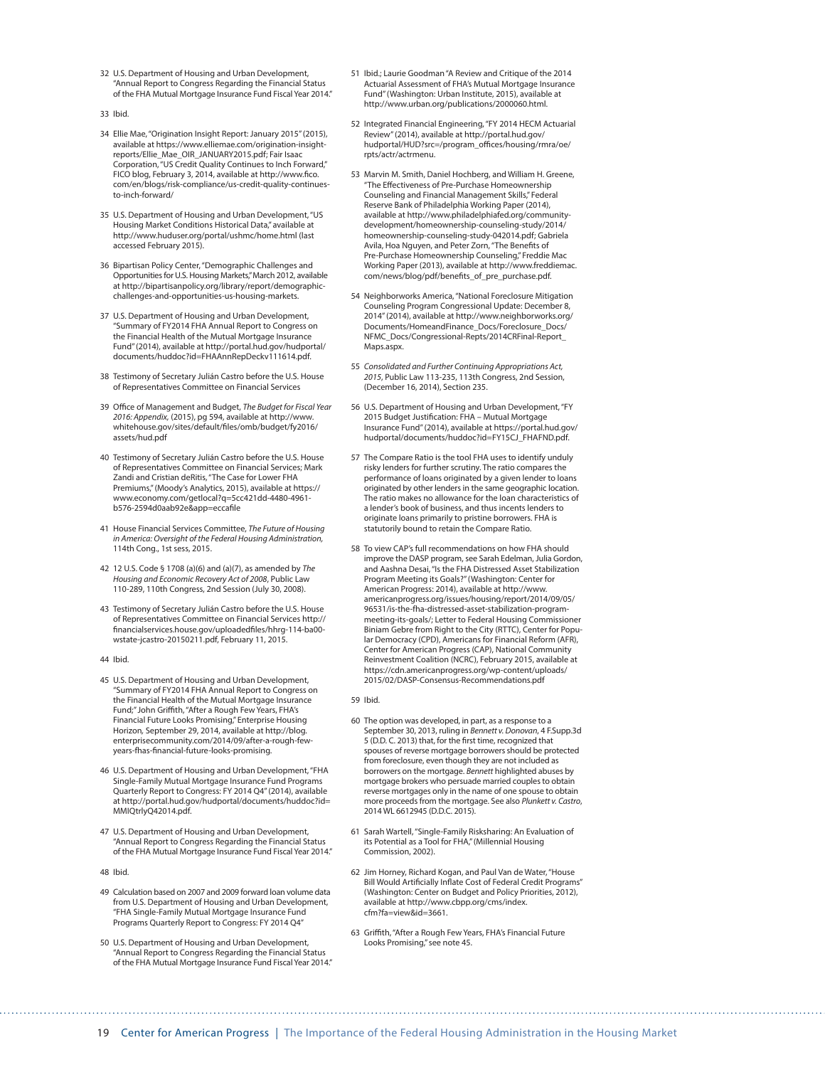32 U.S. Department of Housing and Urban Development, "Annual Report to Congress Regarding the Financial Status of the FHA Mutual Mortgage Insurance Fund Fiscal Year 2014."

33 Ibid.

34 Ellie Mae, "Origination Insight Report: January 2015" (2015), available at https://www.elliemae.com/origination-insight-reports/Ellie_Mae_OIR_JANUARY2015.pdf; Fair Isaac Corporation, "US Credit Quality Continues to Inch Forward," FICO blog, February 3, 2014, available at http://www.fico.com/en/blogs/risk-compliance/us-credit-quality-continues-to-inch-forward/

35 U.S. Department of Housing and Urban Development, "US Housing Market Conditions Historical Data," available at http://www.huduser.org/portal/ushmc/home.html (last accessed February 2015).

36 Bipartisan Policy Center, "Demographic Challenges and Opportunities for U.S. Housing Markets," March 2012, available at http://bipartisanpolicy.org/library/report/demographic-challenges-and-opportunities-us-housing-markets.

37 U.S. Department of Housing and Urban Development, "Summary of FY2014 FHA Annual Report to Congress on the Financial Health of the Mutual Mortgage Insurance Fund" (2014), available at http://portal.hud.gov/hudportal/documents/huddoc?id=FHAAnnRepDeckv111614.pdf.

38 Testimony of Secretary Julián Castro before the U.S. House of Representatives Committee on Financial Services

39 Office of Management and Budget, *The Budget for Fiscal Year 2016: Appendix,* (2015), pg 594, available at http://www.whitehouse.gov/sites/default/files/omb/budget/fy2016/assets/hud.pdf

40 Testimony of Secretary Julián Castro before the U.S. House of Representatives Committee on Financial Services; Mark Zandi and Cristian deRitis, "The Case for Lower FHA Premiums," (Moody's Analytics, 2015), available at https://www.economy.com/getlocal?q=5cc421dd-4480-4961-b576-2594d0aab92e&app=eccafile

41 House Financial Services Committee, *The Future of Housing in America: Oversight of the Federal Housing Administration,* 114th Cong., 1st sess, 2015.

42 12 U.S. Code § 1708 (a)(6) and (a)(7), as amended by *The Housing and Economic Recovery Act of 2008*, Public Law 110-289, 110th Congress, 2nd Session (July 30, 2008).

43 Testimony of Secretary Julián Castro before the U.S. House of Representatives Committee on Financial Services http://financialservices.house.gov/uploadedfiles/hhrg-114-ba00-wstate-jcastro-20150211.pdf, February 11, 2015.

44 Ibid.

45 U.S. Department of Housing and Urban Development, "Summary of FY2014 FHA Annual Report to Congress on the Financial Health of the Mutual Mortgage Insurance Fund;" John Griffith, "After a Rough Few Years, FHA's Financial Future Looks Promising," Enterprise Housing Horizon, September 29, 2014, available at http://blog.enterprisecommunity.com/2014/09/after-a-rough-few-years-fhas-financial-future-looks-promising.

46 U.S. Department of Housing and Urban Development, "FHA Single-Family Mutual Mortgage Insurance Fund Programs Quarterly Report to Congress: FY 2014 Q4" (2014), available at http://portal.hud.gov/hudportal/documents/huddoc?id=MMIQtrlyQ42014.pdf.

47 U.S. Department of Housing and Urban Development, "Annual Report to Congress Regarding the Financial Status of the FHA Mutual Mortgage Insurance Fund Fiscal Year 2014."

48 Ibid.

49 Calculation based on 2007 and 2009 forward loan volume data from U.S. Department of Housing and Urban Development, "FHA Single-Family Mutual Mortgage Insurance Fund Programs Quarterly Report to Congress: FY 2014 Q4"

50 U.S. Department of Housing and Urban Development, "Annual Report to Congress Regarding the Financial Status of the FHA Mutual Mortgage Insurance Fund Fiscal Year 2014."

51 Ibid.; Laurie Goodman "A Review and Critique of the 2014 Actuarial Assessment of FHA's Mutual Mortgage Insurance Fund" (Washington: Urban Institute, 2015), available at http://www.urban.org/publications/2000060.html.

52 Integrated Financial Engineering, "FY 2014 HECM Actuarial Review" (2014), available at http://portal.hud.gov/hudportal/HUD?src=/program_offices/housing/rmra/oe/rpts/actr/actrmenu.

53 Marvin M. Smith, Daniel Hochberg, and William H. Greene, "The Effectiveness of Pre-Purchase Homeownership Counseling and Financial Management Skills," Federal Reserve Bank of Philadelphia Working Paper (2014), available at http://www.philadelphiafed.org/community-development/homeownership-counseling-study/2014/homeownership-counseling-study-042014.pdf; Gabriela Avila, Hoa Nguyen, and Peter Zorn, "The Benefits of Pre-Purchase Homeownership Counseling," Freddie Mac Working Paper (2013), available at http://www.freddiemac.com/news/blog/pdf/benefits_of_pre_purchase.pdf.

54 Neighborworks America, "National Foreclosure Mitigation Counseling Program Congressional Update: December 8, 2014" (2014), available at http://www.neighborworks.org/Documents/HomeandFinance_Docs/Foreclosure_Docs/NFMC_Docs/Congressional-Repts/2014CRFinal-Report_Maps.aspx.

55 *Consolidated and Further Continuing Appropriations Act, 2015*, Public Law 113-235, 113th Congress, 2nd Session, (December 16, 2014), Section 235.

56 U.S. Department of Housing and Urban Development, "FY 2015 Budget Justification: FHA – Mutual Mortgage Insurance Fund" (2014), available at https://portal.hud.gov/hudportal/documents/huddoc?id=FY15CJ_FHAFND.pdf.

57 The Compare Ratio is the tool FHA uses to identify unduly risky lenders for further scrutiny. The ratio compares the performance of loans originated by a given lender to loans originated by other lenders in the same geographic location. The ratio makes no allowance for the loan characteristics of a lender's book of business, and thus incents lenders to originate loans primarily to pristine borrowers. FHA is statutorily bound to retain the Compare Ratio.

58 To view CAP's full recommendations on how FHA should improve the DASP program, see Sarah Edelman, Julia Gordon, and Aashna Desai, "Is the FHA Distressed Asset Stabilization Program Meeting its Goals?" (Washington: Center for American Progress: 2014), available at http://www.americanprogress.org/issues/housing/report/2014/09/05/96531/is-the-fha-distressed-asset-stabilization-program-meeting-its-goals/; Letter to Federal Housing Commissioner Biniam Gebre from Right to the City (RTTC), Center for Popular Democracy (CPD), Americans for Financial Reform (AFR), Center for American Progress (CAP), National Community Reinvestment Coalition (NCRC), February 2015, available at https://cdn.americanprogress.org/wp-content/uploads/2015/02/DASP-Consensus-Recommendations.pdf

59 Ibid.

60 The option was developed, in part, as a response to a September 30, 2013, ruling in *Bennett v. Donovan*, 4 F.Supp.3d 5 (D.D.C. 2013) that, for the first time, recognized that spouses of reverse mortgage borrowers should be protected from foreclosure, even though they are not included as borrowers on the mortgage. *Bennett* highlighted abuses by mortgage brokers who persuade married couples to obtain reverse mortgages only in the name of one spouse to obtain more proceeds from the mortgage. See also *Plunkett v. Castro*, 2014 WL 6612945 (D.D.C. 2015).

61 Sarah Wartell, "Single-Family Risksharing: An Evaluation of its Potential as a Tool for FHA," (Millennial Housing Commission, 2002).

62 Jim Horney, Richard Kogan, and Paul Van de Water, "House Bill Would Artificially Inflate Cost of Federal Credit Programs" (Washington: Center on Budget and Policy Priorities, 2012), available at http://www.cbpp.org/cms/index.cfm?fa=view&id=3661.

63 Griffith, "After a Rough Few Years, FHA's Financial Future Looks Promising," see note 45.